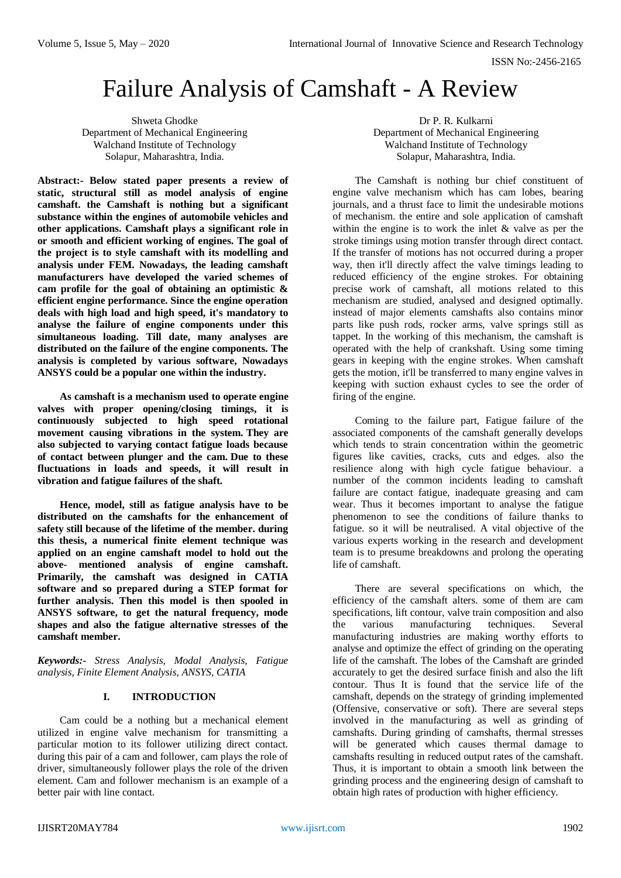# Failure Analysis of Camshaft - A Review

Shweta Ghodke
Department of Mechanical Engineering
Walchand Institute of Technology
Solapur, Maharashtra, India.

Dr P. R. Kulkarni
Department of Mechanical Engineering
Walchand Institute of Technology
Solapur, Maharashtra, India.

**Abstract:- Below stated paper presents a review of static, structural still as model analysis of engine camshaft. the Camshaft is nothing but a significant substance within the engines of automobile vehicles and other applications. Camshaft plays a significant role in or smooth and efficient working of engines. The goal of the project is to style camshaft with its modelling and analysis under FEM. Nowadays, the leading camshaft manufacturers have developed the varied schemes of cam profile for the goal of obtaining an optimistic & efficient engine performance. Since the engine operation deals with high load and high speed, it's mandatory to analyse the failure of engine components under this simultaneous loading. Till date, many analyses are distributed on the failure of the engine components. The analysis is completed by various software, Nowadays ANSYS could be a popular one within the industry.**

**As camshaft is a mechanism used to operate engine valves with proper opening/closing timings, it is continuously subjected to high speed rotational movement causing vibrations in the system. They are also subjected to varying contact fatigue loads because of contact between plunger and the cam. Due to these fluctuations in loads and speeds, it will result in vibration and fatigue failures of the shaft.**

**Hence, model, still as fatigue analysis have to be distributed on the camshafts for the enhancement of safety still because of the lifetime of the member. during this thesis, a numerical finite element technique was applied on an engine camshaft model to hold out the above- mentioned analysis of engine camshaft. Primarily, the camshaft was designed in CATIA software and so prepared during a STEP format for further analysis. Then this model is then spooled in ANSYS software, to get the natural frequency, mode shapes and also the fatigue alternative stresses of the camshaft member.**

***Keywords:-** Stress Analysis, Modal Analysis, Fatigue analysis, Finite Element Analysis, ANSYS, CATIA*

## I. INTRODUCTION

Cam could be a nothing but a mechanical element utilized in engine valve mechanism for transmitting a particular motion to its follower utilizing direct contact. during this pair of a cam and follower, cam plays the role of driver, simultaneously follower plays the role of the driven element. Cam and follower mechanism is an example of a better pair with line contact.

The Camshaft is nothing bur chief constituent of engine valve mechanism which has cam lobes, bearing journals, and a thrust face to limit the undesirable motions of mechanism. the entire and sole application of camshaft within the engine is to work the inlet & valve as per the stroke timings using motion transfer through direct contact. If the transfer of motions has not occurred during a proper way, then it'll directly affect the valve timings leading to reduced efficiency of the engine strokes. For obtaining precise work of camshaft, all motions related to this mechanism are studied, analysed and designed optimally. instead of major elements camshafts also contains minor parts like push rods, rocker arms, valve springs still as tappet. In the working of this mechanism, the camshaft is operated with the help of crankshaft. Using some timing gears in keeping with the engine strokes. When camshaft gets the motion, it'll be transferred to many engine valves in keeping with suction exhaust cycles to see the order of firing of the engine.

Coming to the failure part, Fatigue failure of the associated components of the camshaft generally develops which tends to strain concentration within the geometric figures like cavities, cracks, cuts and edges. also the resilience along with high cycle fatigue behaviour. a number of the common incidents leading to camshaft failure are contact fatigue, inadequate greasing and cam wear. Thus it becomes important to analyse the fatigue phenomenon to see the conditions of failure thanks to fatigue. so it will be neutralised. A vital objective of the various experts working in the research and development team is to presume breakdowns and prolong the operating life of camshaft.

There are several specifications on which, the efficiency of the camshaft alters. some of them are cam specifications, lift contour, valve train composition and also the various manufacturing techniques. Several manufacturing industries are making worthy efforts to analyse and optimize the effect of grinding on the operating life of the camshaft. The lobes of the Camshaft are grinded accurately to get the desired surface finish and also the lift contour. Thus It is found that the service life of the camshaft, depends on the strategy of grinding implemented (Offensive, conservative or soft). There are several steps involved in the manufacturing as well as grinding of camshafts. During grinding of camshafts, thermal stresses will be generated which causes thermal damage to camshafts resulting in reduced output rates of the camshaft. Thus, it is important to obtain a smooth link between the grinding process and the engineering design of camshaft to obtain high rates of production with higher efficiency.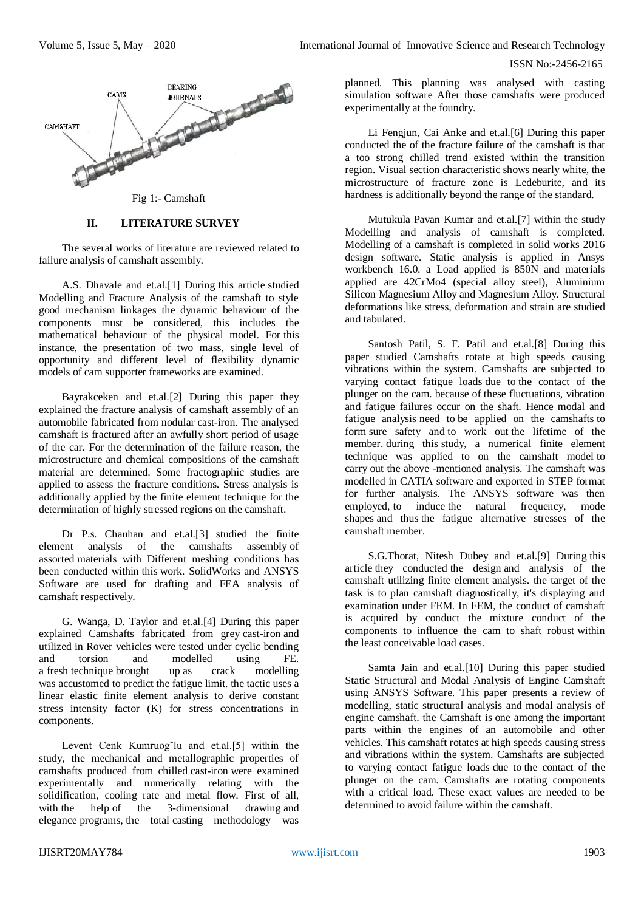Fig 1:- Camshaft

## II. LITERATURE SURVEY

The several works of literature are reviewed related to failure analysis of camshaft assembly.

A.S. Dhavale and et.al.[1] During this article studied Modelling and Fracture Analysis of the camshaft to style good mechanism linkages the dynamic behaviour of the components must be considered, this includes the mathematical behaviour of the physical model. For this instance, the presentation of two mass, single level of opportunity and different level of flexibility dynamic models of cam supporter frameworks are examined.

Bayrakceken and et.al.[2] During this paper they explained the fracture analysis of camshaft assembly of an automobile fabricated from nodular cast-iron. The analysed camshaft is fractured after an awfully short period of usage of the car. For the determination of the failure reason, the microstructure and chemical compositions of the camshaft material are determined. Some fractographic studies are applied to assess the fracture conditions. Stress analysis is additionally applied by the finite element technique for the determination of highly stressed regions on the camshaft.

Dr P.s. Chauhan and et.al.[3] studied the finite element analysis of the camshafts assembly of assorted materials with Different meshing conditions has been conducted within this work. SolidWorks and ANSYS Software are used for drafting and FEA analysis of camshaft respectively.

G. Wanga, D. Taylor and et.al.[4] During this paper explained Camshafts fabricated from grey cast-iron and utilized in Rover vehicles were tested under cyclic bending and torsion and modelled using FE. a fresh technique brought up as crack modelling was accustomed to predict the fatigue limit. the tactic uses a linear elastic finite element analysis to derive constant stress intensity factor (K) for stress concentrations in components.

Levent Cenk Kumruog˘lu and et.al.[5] within the study, the mechanical and metallographic properties of camshafts produced from chilled cast-iron were examined experimentally and numerically relating with the solidification, cooling rate and metal flow. First of all, with the help of the 3-dimensional drawing and elegance programs, the total casting methodology was planned. This planning was analysed with casting simulation software After those camshafts were produced experimentally at the foundry.

Li Fengjun, Cai Anke and et.al.[6] During this paper conducted the of the fracture failure of the camshaft is that a too strong chilled trend existed within the transition region. Visual section characteristic shows nearly white, the microstructure of fracture zone is Ledeburite, and its hardness is additionally beyond the range of the standard.

Mutukula Pavan Kumar and et.al.[7] within the study Modelling and analysis of camshaft is completed. Modelling of a camshaft is completed in solid works 2016 design software. Static analysis is applied in Ansys workbench 16.0. a Load applied is 850N and materials applied are 42CrMo4 (special alloy steel), Aluminium Silicon Magnesium Alloy and Magnesium Alloy. Structural deformations like stress, deformation and strain are studied and tabulated.

Santosh Patil, S. F. Patil and et.al.[8] During this paper studied Camshafts rotate at high speeds causing vibrations within the system. Camshafts are subjected to varying contact fatigue loads due to the contact of the plunger on the cam. because of these fluctuations, vibration and fatigue failures occur on the shaft. Hence modal and fatigue analysis need to be applied on the camshafts to form sure safety and to work out the lifetime of the member. during this study, a numerical finite element technique was applied to on the camshaft model to carry out the above -mentioned analysis. The camshaft was modelled in CATIA software and exported in STEP format for further analysis. The ANSYS software was then employed, to induce the natural frequency, mode shapes and thus the fatigue alternative stresses of the camshaft member.

S.G.Thorat, Nitesh Dubey and et.al.[9] During this article they conducted the design and analysis of the camshaft utilizing finite element analysis. the target of the task is to plan camshaft diagnostically, it's displaying and examination under FEM. In FEM, the conduct of camshaft is acquired by conduct the mixture conduct of the components to influence the cam to shaft robust within the least conceivable load cases.

Samta Jain and et.al.[10] During this paper studied Static Structural and Modal Analysis of Engine Camshaft using ANSYS Software. This paper presents a review of modelling, static structural analysis and modal analysis of engine camshaft. the Camshaft is one among the important parts within the engines of an automobile and other vehicles. This camshaft rotates at high speeds causing stress and vibrations within the system. Camshafts are subjected to varying contact fatigue loads due to the contact of the plunger on the cam. Camshafts are rotating components with a critical load. These exact values are needed to be determined to avoid failure within the camshaft.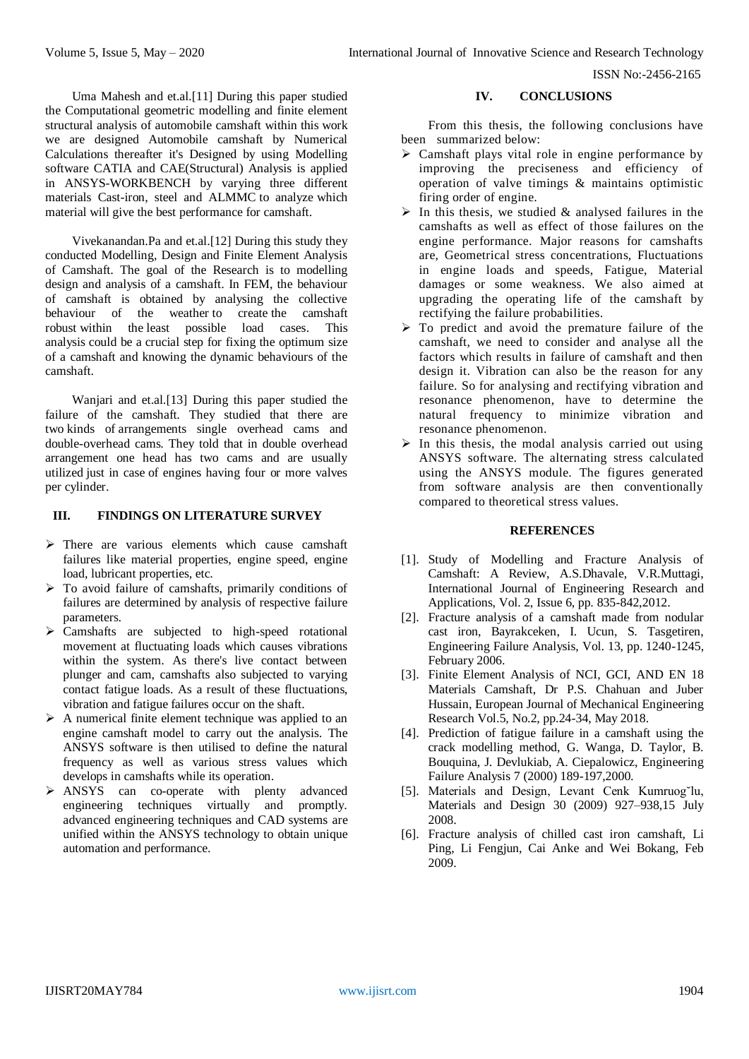Uma Mahesh and et.al.[11] During this paper studied the Computational geometric modelling and finite element structural analysis of automobile camshaft within this work we are designed Automobile camshaft by Numerical Calculations thereafter it's Designed by using Modelling software CATIA and CAE(Structural) Analysis is applied in ANSYS-WORKBENCH by varying three different materials Cast-iron, steel and ALMMC to analyze which material will give the best performance for camshaft.

Vivekanandan.Pa and et.al.[12] During this study they conducted Modelling, Design and Finite Element Analysis of Camshaft. The goal of the Research is to modelling design and analysis of a camshaft. In FEM, the behaviour of camshaft is obtained by analysing the collective behaviour of the weather to create the camshaft robust within the least possible load cases. This analysis could be a crucial step for fixing the optimum size of a camshaft and knowing the dynamic behaviours of the camshaft.

Wanjari and et.al.[13] During this paper studied the failure of the camshaft. They studied that there are two kinds of arrangements single overhead cams and double-overhead cams. They told that in double overhead arrangement one head has two cams and are usually utilized just in case of engines having four or more valves per cylinder.

## III. FINDINGS ON LITERATURE SURVEY

- There are various elements which cause camshaft failures like material properties, engine speed, engine load, lubricant properties, etc.
- To avoid failure of camshafts, primarily conditions of failures are determined by analysis of respective failure parameters.
- Camshafts are subjected to high-speed rotational movement at fluctuating loads which causes vibrations within the system. As there's live contact between plunger and cam, camshafts also subjected to varying contact fatigue loads. As a result of these fluctuations, vibration and fatigue failures occur on the shaft.
- A numerical finite element technique was applied to an engine camshaft model to carry out the analysis. The ANSYS software is then utilised to define the natural frequency as well as various stress values which develops in camshafts while its operation.
- ANSYS can co-operate with plenty advanced engineering techniques virtually and promptly. advanced engineering techniques and CAD systems are unified within the ANSYS technology to obtain unique automation and performance.

## IV. CONCLUSIONS

From this thesis, the following conclusions have been summarized below:

- Camshaft plays vital role in engine performance by improving the preciseness and efficiency of operation of valve timings & maintains optimistic firing order of engine.
- In this thesis, we studied & analysed failures in the camshafts as well as effect of those failures on the engine performance. Major reasons for camshafts are, Geometrical stress concentrations, Fluctuations in engine loads and speeds, Fatigue, Material damages or some weakness. We also aimed at upgrading the operating life of the camshaft by rectifying the failure probabilities.
- To predict and avoid the premature failure of the camshaft, we need to consider and analyse all the factors which results in failure of camshaft and then design it. Vibration can also be the reason for any failure. So for analysing and rectifying vibration and resonance phenomenon, have to determine the natural frequency to minimize vibration and resonance phenomenon.
- In this thesis, the modal analysis carried out using ANSYS software. The alternating stress calculated using the ANSYS module. The figures generated from software analysis are then conventionally compared to theoretical stress values.

## REFERENCES

[1]. Study of Modelling and Fracture Analysis of Camshaft: A Review, A.S.Dhavale, V.R.Muttagi, International Journal of Engineering Research and Applications, Vol. 2, Issue 6, pp. 835-842,2012.

[2]. Fracture analysis of a camshaft made from nodular cast iron, Bayrakceken, I. Ucun, S. Tasgetiren, Engineering Failure Analysis, Vol. 13, pp. 1240-1245, February 2006.

[3]. Finite Element Analysis of NCI, GCI, AND EN 18 Materials Camshaft, Dr P.S. Chahuan and Juber Hussain, European Journal of Mechanical Engineering Research Vol.5, No.2, pp.24-34, May 2018.

[4]. Prediction of fatigue failure in a camshaft using the crack modelling method, G. Wanga, D. Taylor, B. Bouquina, J. Devlukiab, A. Ciepalowicz, Engineering Failure Analysis 7 (2000) 189-197,2000.

[5]. Materials and Design, Levant Cenk Kumruog˘lu, Materials and Design 30 (2009) 927–938,15 July 2008.

[6]. Fracture analysis of chilled cast iron camshaft, Li Ping, Li Fengjun, Cai Anke and Wei Bokang, Feb 2009.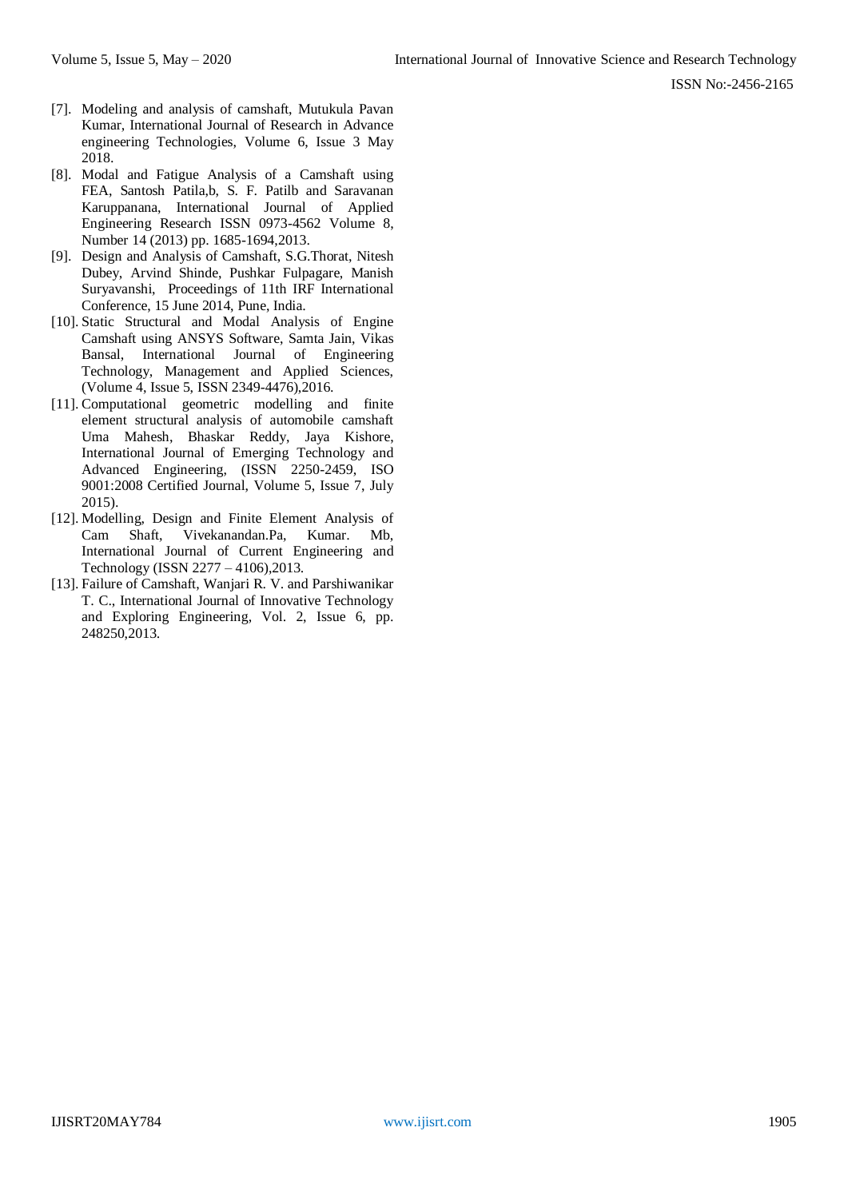[7]. Modeling and analysis of camshaft, Mutukula Pavan Kumar, International Journal of Research in Advance engineering Technologies, Volume 6, Issue 3 May 2018.

[8]. Modal and Fatigue Analysis of a Camshaft using FEA, Santosh Patila,b, S. F. Patilb and Saravanan Karuppanana, International Journal of Applied Engineering Research ISSN 0973-4562 Volume 8, Number 14 (2013) pp. 1685-1694,2013.

[9]. Design and Analysis of Camshaft, S.G.Thorat, Nitesh Dubey, Arvind Shinde, Pushkar Fulpagare, Manish Suryavanshi, Proceedings of 11th IRF International Conference, 15 June 2014, Pune, India.

[10]. Static Structural and Modal Analysis of Engine Camshaft using ANSYS Software, Samta Jain, Vikas Bansal, International Journal of Engineering Technology, Management and Applied Sciences, (Volume 4, Issue 5, ISSN 2349-4476),2016.

[11]. Computational geometric modelling and finite element structural analysis of automobile camshaft Uma Mahesh, Bhaskar Reddy, Jaya Kishore, International Journal of Emerging Technology and Advanced Engineering, (ISSN 2250-2459, ISO 9001:2008 Certified Journal, Volume 5, Issue 7, July 2015).

[12]. Modelling, Design and Finite Element Analysis of Cam Shaft, Vivekanandan.Pa, Kumar. Mb, International Journal of Current Engineering and Technology (ISSN 2277 – 4106),2013.

[13]. Failure of Camshaft, Wanjari R. V. and Parshiwanikar T. C., International Journal of Innovative Technology and Exploring Engineering, Vol. 2, Issue 6, pp. 248250,2013.